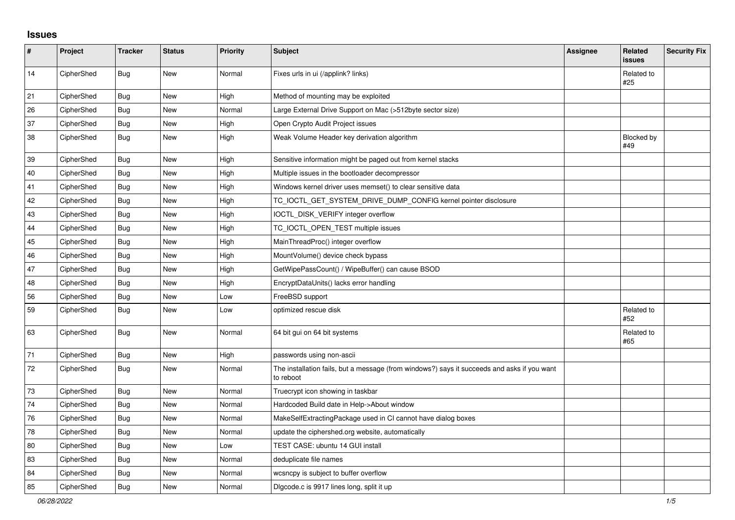## Issues

| # | Project | Tracker | Status | Priority | Subject | Assignee | Related issues | Security Fix |
|---|---|---|---|---|---|---|---|---|
| 14 | CipherShed | Bug | New | Normal | Fixes urls in ui (/applink? links) | | Related to #25 | |
| 21 | CipherShed | Bug | New | High | Method of mounting may be exploited | | | |
| 26 | CipherShed | Bug | New | Normal | Large External Drive Support on Mac (>512byte sector size) | | | |
| 37 | CipherShed | Bug | New | High | Open Crypto Audit Project issues | | | |
| 38 | CipherShed | Bug | New | High | Weak Volume Header key derivation algorithm | | Blocked by #49 | |
| 39 | CipherShed | Bug | New | High | Sensitive information might be paged out from kernel stacks | | | |
| 40 | CipherShed | Bug | New | High | Multiple issues in the bootloader decompressor | | | |
| 41 | CipherShed | Bug | New | High | Windows kernel driver uses memset() to clear sensitive data | | | |
| 42 | CipherShed | Bug | New | High | TC_IOCTL_GET_SYSTEM_DRIVE_DUMP_CONFIG kernel pointer disclosure | | | |
| 43 | CipherShed | Bug | New | High | IOCTL_DISK_VERIFY integer overflow | | | |
| 44 | CipherShed | Bug | New | High | TC_IOCTL_OPEN_TEST multiple issues | | | |
| 45 | CipherShed | Bug | New | High | MainThreadProc() integer overflow | | | |
| 46 | CipherShed | Bug | New | High | MountVolume() device check bypass | | | |
| 47 | CipherShed | Bug | New | High | GetWipePassCount() / WipeBuffer() can cause BSOD | | | |
| 48 | CipherShed | Bug | New | High | EncryptDataUnits() lacks error handling | | | |
| 56 | CipherShed | Bug | New | Low | FreeBSD support | | | |
| 59 | CipherShed | Bug | New | Low | optimized rescue disk | | Related to #52 | |
| 63 | CipherShed | Bug | New | Normal | 64 bit gui on 64 bit systems | | Related to #65 | |
| 71 | CipherShed | Bug | New | High | passwords using non-ascii | | | |
| 72 | CipherShed | Bug | New | Normal | The installation fails, but a message (from windows?) says it succeeds and asks if you want to reboot | | | |
| 73 | CipherShed | Bug | New | Normal | Truecrypt icon showing in taskbar | | | |
| 74 | CipherShed | Bug | New | Normal | Hardcoded Build date in Help->About window | | | |
| 76 | CipherShed | Bug | New | Normal | MakeSelfExtractingPackage used in CI cannot have dialog boxes | | | |
| 78 | CipherShed | Bug | New | Normal | update the ciphershed.org website, automatically | | | |
| 80 | CipherShed | Bug | New | Low | TEST CASE: ubuntu 14 GUI install | | | |
| 83 | CipherShed | Bug | New | Normal | deduplicate file names | | | |
| 84 | CipherShed | Bug | New | Normal | wcsncpy is subject to buffer overflow | | | |
| 85 | CipherShed | Bug | New | Normal | Dlgcode.c is 9917 lines long, split it up | | | |

*06/28/2022*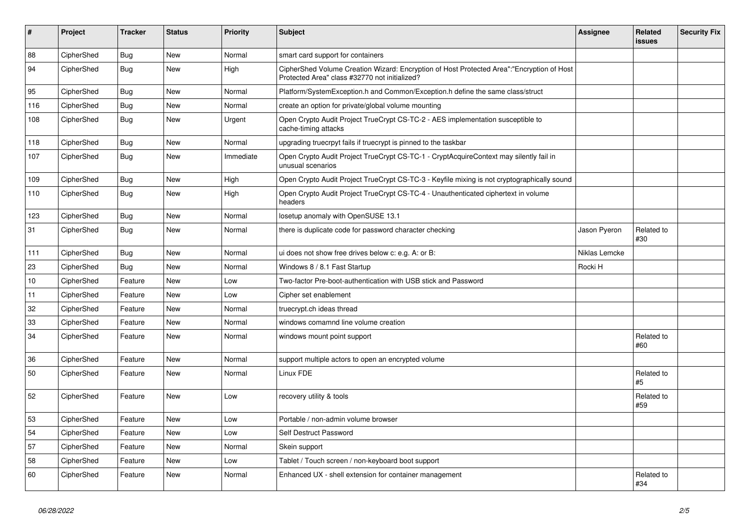| # | Project | Tracker | Status | Priority | Subject | Assignee | Related issues | Security Fix |
|---|---|---|---|---|---|---|---|---|
| 88 | CipherShed | Bug | New | Normal | smart card support for containers | | | |
| 94 | CipherShed | Bug | New | High | CipherShed Volume Creation Wizard: Encryption of Host Protected Area":"Encryption of Host Protected Area" class #32770 not initialized? | | | |
| 95 | CipherShed | Bug | New | Normal | Platform/SystemException.h and Common/Exception.h define the same class/struct | | | |
| 116 | CipherShed | Bug | New | Normal | create an option for private/global volume mounting | | | |
| 108 | CipherShed | Bug | New | Urgent | Open Crypto Audit Project TrueCrypt CS-TC-2 - AES implementation susceptible to cache-timing attacks | | | |
| 118 | CipherShed | Bug | New | Normal | upgrading truecrpyt fails if truecrypt is pinned to the taskbar | | | |
| 107 | CipherShed | Bug | New | Immediate | Open Crypto Audit Project TrueCrypt CS-TC-1 - CryptAcquireContext may silently fail in unusual scenarios | | | |
| 109 | CipherShed | Bug | New | High | Open Crypto Audit Project TrueCrypt CS-TC-3 - Keyfile mixing is not cryptographically sound | | | |
| 110 | CipherShed | Bug | New | High | Open Crypto Audit Project TrueCrypt CS-TC-4 - Unauthenticated ciphertext in volume headers | | | |
| 123 | CipherShed | Bug | New | Normal | losetup anomaly with OpenSUSE 13.1 | | | |
| 31 | CipherShed | Bug | New | Normal | there is duplicate code for password character checking | Jason Pyeron | Related to #30 | |
| 111 | CipherShed | Bug | New | Normal | ui does not show free drives below c: e.g. A: or B: | Niklas Lemcke | | |
| 23 | CipherShed | Bug | New | Normal | Windows 8 / 8.1 Fast Startup | Rocki H | | |
| 10 | CipherShed | Feature | New | Low | Two-factor Pre-boot-authentication with USB stick and Password | | | |
| 11 | CipherShed | Feature | New | Low | Cipher set enablement | | | |
| 32 | CipherShed | Feature | New | Normal | truecrypt.ch ideas thread | | | |
| 33 | CipherShed | Feature | New | Normal | windows comamnd line volume creation | | | |
| 34 | CipherShed | Feature | New | Normal | windows mount point support | | Related to #60 | |
| 36 | CipherShed | Feature | New | Normal | support multiple actors to open an encrypted volume | | | |
| 50 | CipherShed | Feature | New | Normal | Linux FDE | | Related to #5 | |
| 52 | CipherShed | Feature | New | Low | recovery utility & tools | | Related to #59 | |
| 53 | CipherShed | Feature | New | Low | Portable / non-admin volume browser | | | |
| 54 | CipherShed | Feature | New | Low | Self Destruct Password | | | |
| 57 | CipherShed | Feature | New | Normal | Skein support | | | |
| 58 | CipherShed | Feature | New | Low | Tablet / Touch screen / non-keyboard boot support | | | |
| 60 | CipherShed | Feature | New | Normal | Enhanced UX - shell extension for container management | | Related to #34 | |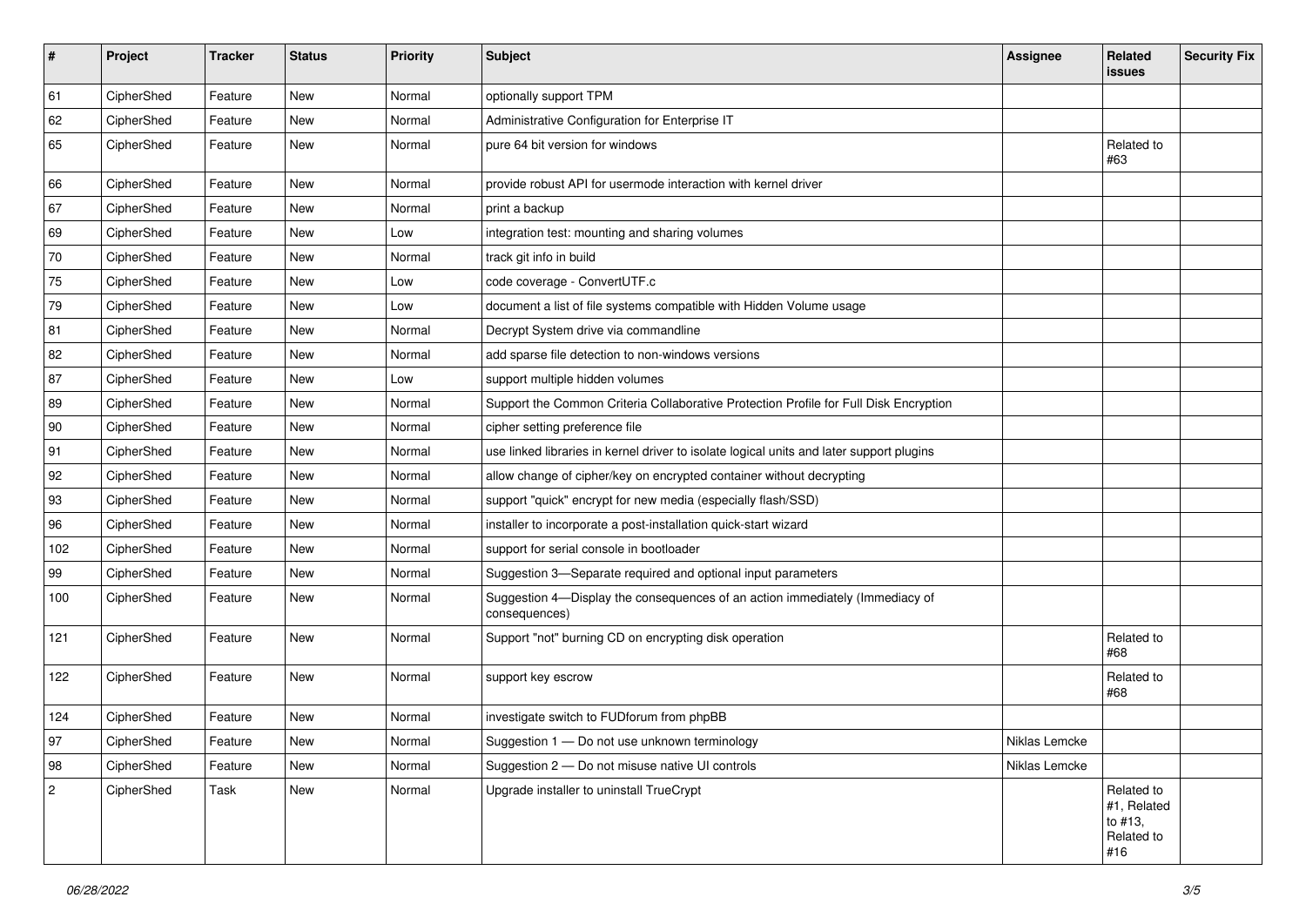| # | Project | Tracker | Status | Priority | Subject | Assignee | Related issues | Security Fix |
|---|---|---|---|---|---|---|---|---|
| 61 | CipherShed | Feature | New | Normal | optionally support TPM | | | |
| 62 | CipherShed | Feature | New | Normal | Administrative Configuration for Enterprise IT | | | |
| 65 | CipherShed | Feature | New | Normal | pure 64 bit version for windows | | Related to #63 | |
| 66 | CipherShed | Feature | New | Normal | provide robust API for usermode interaction with kernel driver | | | |
| 67 | CipherShed | Feature | New | Normal | print a backup | | | |
| 69 | CipherShed | Feature | New | Low | integration test: mounting and sharing volumes | | | |
| 70 | CipherShed | Feature | New | Normal | track git info in build | | | |
| 75 | CipherShed | Feature | New | Low | code coverage - ConvertUTF.c | | | |
| 79 | CipherShed | Feature | New | Low | document a list of file systems compatible with Hidden Volume usage | | | |
| 81 | CipherShed | Feature | New | Normal | Decrypt System drive via commandline | | | |
| 82 | CipherShed | Feature | New | Normal | add sparse file detection to non-windows versions | | | |
| 87 | CipherShed | Feature | New | Low | support multiple hidden volumes | | | |
| 89 | CipherShed | Feature | New | Normal | Support the Common Criteria Collaborative Protection Profile for Full Disk Encryption | | | |
| 90 | CipherShed | Feature | New | Normal | cipher setting preference file | | | |
| 91 | CipherShed | Feature | New | Normal | use linked libraries in kernel driver to isolate logical units and later support plugins | | | |
| 92 | CipherShed | Feature | New | Normal | allow change of cipher/key on encrypted container without decrypting | | | |
| 93 | CipherShed | Feature | New | Normal | support "quick" encrypt for new media (especially flash/SSD) | | | |
| 96 | CipherShed | Feature | New | Normal | installer to incorporate a post-installation quick-start wizard | | | |
| 102 | CipherShed | Feature | New | Normal | support for serial console in bootloader | | | |
| 99 | CipherShed | Feature | New | Normal | Suggestion 3—Separate required and optional input parameters | | | |
| 100 | CipherShed | Feature | New | Normal | Suggestion 4—Display the consequences of an action immediately (Immediacy of consequences) | | | |
| 121 | CipherShed | Feature | New | Normal | Support "not" burning CD on encrypting disk operation | | Related to #68 | |
| 122 | CipherShed | Feature | New | Normal | support key escrow | | Related to #68 | |
| 124 | CipherShed | Feature | New | Normal | investigate switch to FUDforum from phpBB | | | |
| 97 | CipherShed | Feature | New | Normal | Suggestion 1 — Do not use unknown terminology | Niklas Lemcke | | |
| 98 | CipherShed | Feature | New | Normal | Suggestion 2 — Do not misuse native UI controls | Niklas Lemcke | | |
| 2 | CipherShed | Task | New | Normal | Upgrade installer to uninstall TrueCrypt | | Related to #1, Related to #13, Related to #16 | |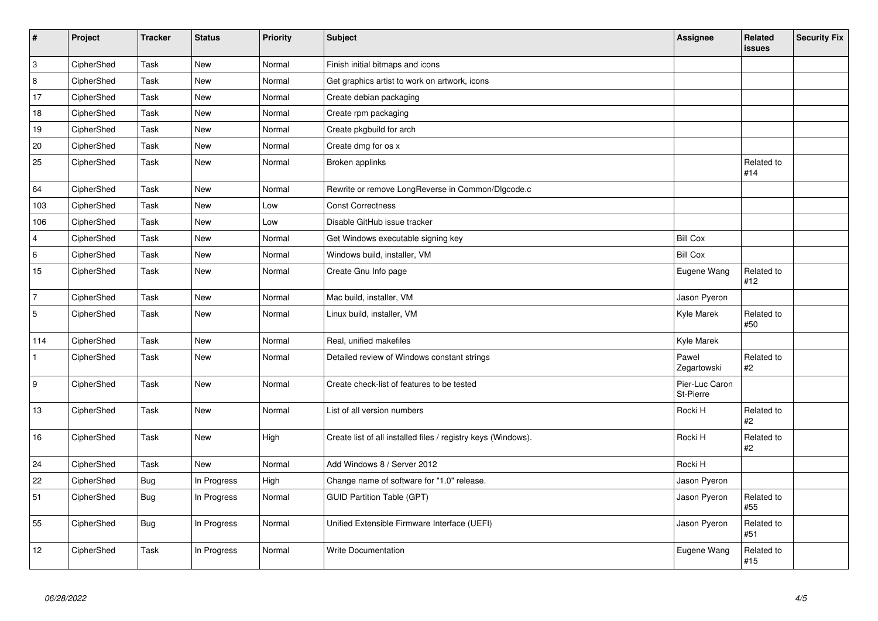| # | Project | Tracker | Status | Priority | Subject | Assignee | Related issues | Security Fix |
|---|---|---|---|---|---|---|---|---|
| 3 | CipherShed | Task | New | Normal | Finish initial bitmaps and icons | | | |
| 8 | CipherShed | Task | New | Normal | Get graphics artist to work on artwork, icons | | | |
| 17 | CipherShed | Task | New | Normal | Create debian packaging | | | |
| 18 | CipherShed | Task | New | Normal | Create rpm packaging | | | |
| 19 | CipherShed | Task | New | Normal | Create pkgbuild for arch | | | |
| 20 | CipherShed | Task | New | Normal | Create dmg for os x | | | |
| 25 | CipherShed | Task | New | Normal | Broken applinks | | Related to #14 | |
| 64 | CipherShed | Task | New | Normal | Rewrite or remove LongReverse in Common/Dlgcode.c | | | |
| 103 | CipherShed | Task | New | Low | Const Correctness | | | |
| 106 | CipherShed | Task | New | Low | Disable GitHub issue tracker | | | |
| 4 | CipherShed | Task | New | Normal | Get Windows executable signing key | Bill Cox | | |
| 6 | CipherShed | Task | New | Normal | Windows build, installer, VM | Bill Cox | | |
| 15 | CipherShed | Task | New | Normal | Create Gnu Info page | Eugene Wang | Related to #12 | |
| 7 | CipherShed | Task | New | Normal | Mac build, installer, VM | Jason Pyeron | | |
| 5 | CipherShed | Task | New | Normal | Linux build, installer, VM | Kyle Marek | Related to #50 | |
| 114 | CipherShed | Task | New | Normal | Real, unified makefiles | Kyle Marek | | |
| 1 | CipherShed | Task | New | Normal | Detailed review of Windows constant strings | Paweł Zegartowski | Related to #2 | |
| 9 | CipherShed | Task | New | Normal | Create check-list of features to be tested | Pier-Luc Caron St-Pierre | | |
| 13 | CipherShed | Task | New | Normal | List of all version numbers | Rocki H | Related to #2 | |
| 16 | CipherShed | Task | New | High | Create list of all installed files / registry keys (Windows). | Rocki H | Related to #2 | |
| 24 | CipherShed | Task | New | Normal | Add Windows 8 / Server 2012 | Rocki H | | |
| 22 | CipherShed | Bug | In Progress | High | Change name of software for "1.0" release. | Jason Pyeron | | |
| 51 | CipherShed | Bug | In Progress | Normal | GUID Partition Table (GPT) | Jason Pyeron | Related to #55 | |
| 55 | CipherShed | Bug | In Progress | Normal | Unified Extensible Firmware Interface (UEFI) | Jason Pyeron | Related to #51 | |
| 12 | CipherShed | Task | In Progress | Normal | Write Documentation | Eugene Wang | Related to #15 | |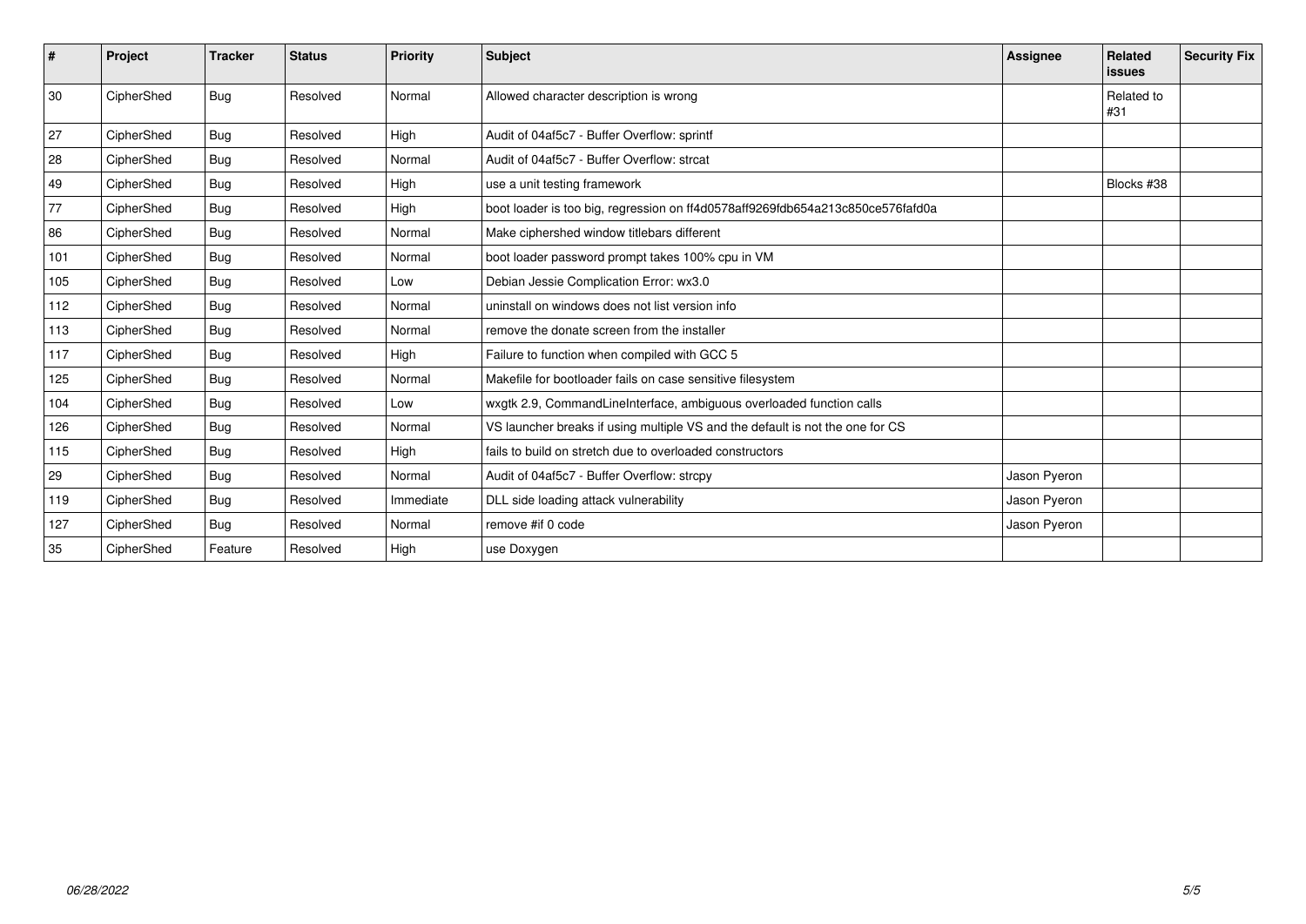| # | Project | Tracker | Status | Priority | Subject | Assignee | Related issues | Security Fix |
|---|---|---|---|---|---|---|---|---|
| 30 | CipherShed | Bug | Resolved | Normal | Allowed character description is wrong | | Related to #31 | |
| 27 | CipherShed | Bug | Resolved | High | Audit of 04af5c7 - Buffer Overflow: sprintf | | | |
| 28 | CipherShed | Bug | Resolved | Normal | Audit of 04af5c7 - Buffer Overflow: strcat | | | |
| 49 | CipherShed | Bug | Resolved | High | use a unit testing framework | | Blocks #38 | |
| 77 | CipherShed | Bug | Resolved | High | boot loader is too big, regression on ff4d0578aff9269fdb654a213c850ce576fafd0a | | | |
| 86 | CipherShed | Bug | Resolved | Normal | Make ciphershed window titlebars different | | | |
| 101 | CipherShed | Bug | Resolved | Normal | boot loader password prompt takes 100% cpu in VM | | | |
| 105 | CipherShed | Bug | Resolved | Low | Debian Jessie Complication Error: wx3.0 | | | |
| 112 | CipherShed | Bug | Resolved | Normal | uninstall on windows does not list version info | | | |
| 113 | CipherShed | Bug | Resolved | Normal | remove the donate screen from the installer | | | |
| 117 | CipherShed | Bug | Resolved | High | Failure to function when compiled with GCC 5 | | | |
| 125 | CipherShed | Bug | Resolved | Normal | Makefile for bootloader fails on case sensitive filesystem | | | |
| 104 | CipherShed | Bug | Resolved | Low | wxgtk 2.9, CommandLineInterface, ambiguous overloaded function calls | | | |
| 126 | CipherShed | Bug | Resolved | Normal | VS launcher breaks if using multiple VS and the default is not the one for CS | | | |
| 115 | CipherShed | Bug | Resolved | High | fails to build on stretch due to overloaded constructors | | | |
| 29 | CipherShed | Bug | Resolved | Normal | Audit of 04af5c7 - Buffer Overflow: strcpy | Jason Pyeron | | |
| 119 | CipherShed | Bug | Resolved | Immediate | DLL side loading attack vulnerability | Jason Pyeron | | |
| 127 | CipherShed | Bug | Resolved | Normal | remove #if 0 code | Jason Pyeron | | |
| 35 | CipherShed | Feature | Resolved | High | use Doxygen | | | |